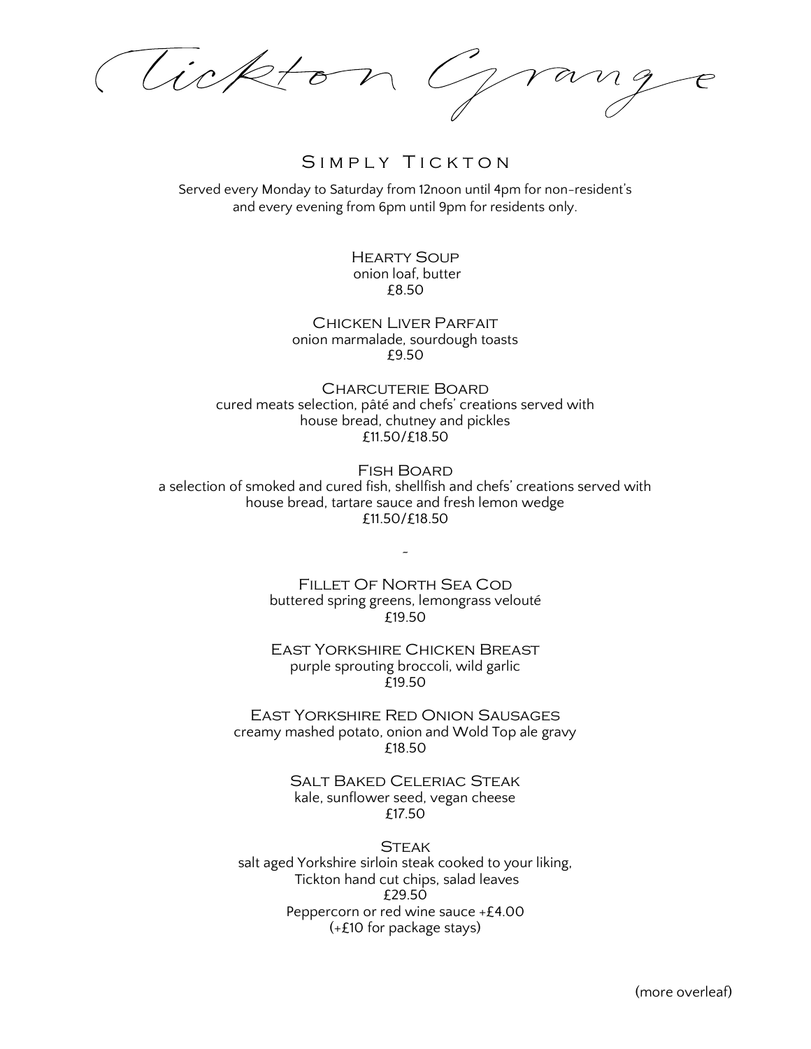# Tickton Grange

## Simply Tickton

Served every Monday to Saturday from 12noon until 4pm for non-resident's and every evening from 6pm until 9pm for residents only.

### Hearty Soup
onion loaf, butter
£8.50

### Chicken Liver Parfait
onion marmalade, sourdough toasts
£9.50

### Charcuterie Board
cured meats selection, pâté and chefs' creations served with house bread, chutney and pickles
£11.50/£18.50

### Fish Board
a selection of smoked and cured fish, shellfish and chefs' creations served with house bread, tartare sauce and fresh lemon wedge
£11.50/£18.50

~

### Fillet Of North Sea Cod
buttered spring greens, lemongrass velouté
£19.50

### East Yorkshire Chicken Breast
purple sprouting broccoli, wild garlic
£19.50

### East Yorkshire Red Onion Sausages
creamy mashed potato, onion and Wold Top ale gravy
£18.50

### Salt Baked Celeriac Steak
kale, sunflower seed, vegan cheese
£17.50

### Steak
salt aged Yorkshire sirloin steak cooked to your liking, Tickton hand cut chips, salad leaves
£29.50
Peppercorn or red wine sauce +£4.00
(+£10 for package stays)

(more overleaf)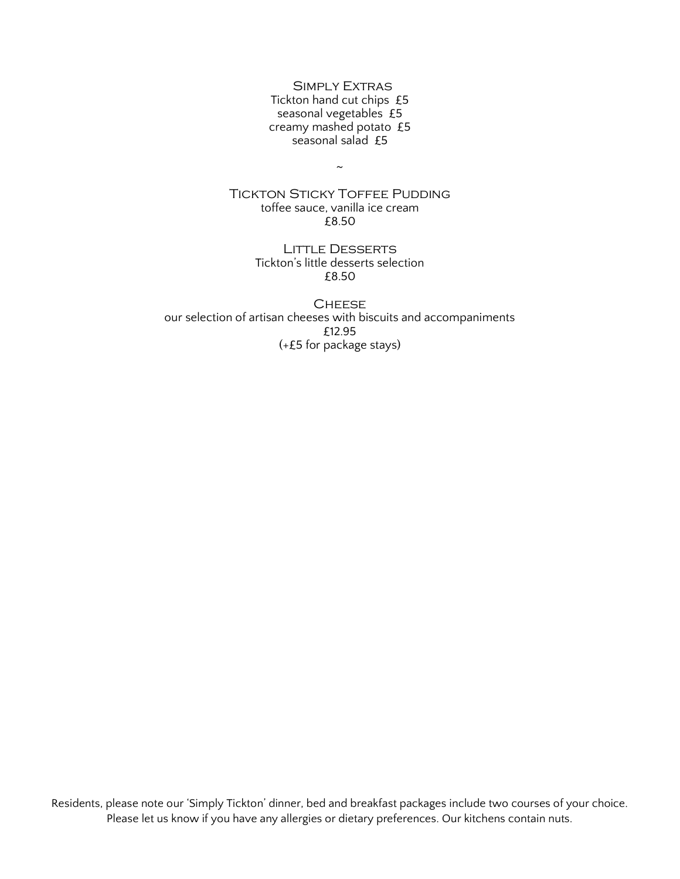### Simply Extras

Tickton hand cut chips £5
seasonal vegetables £5
creamy mashed potato £5
seasonal salad £5

~

### Tickton Sticky Toffee Pudding

toffee sauce, vanilla ice cream
£8.50

### Little Desserts

Tickton's little desserts selection
£8.50

### Cheese

our selection of artisan cheeses with biscuits and accompaniments
£12.95
(+£5 for package stays)

Residents, please note our 'Simply Tickton' dinner, bed and breakfast packages include two courses of your choice.
Please let us know if you have any allergies or dietary preferences. Our kitchens contain nuts.